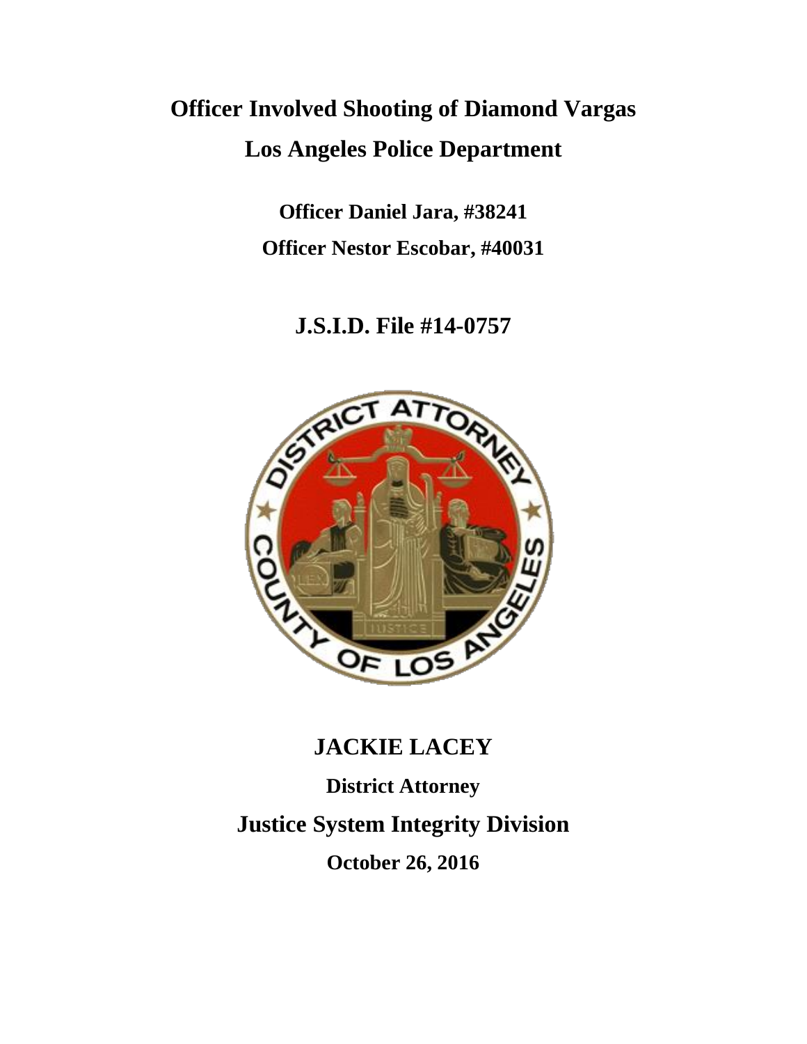# Officer Involved Shooting of Diamond Vargas

# Los Angeles Police Department

**Officer Daniel Jara, #38241**

**Officer Nestor Escobar, #40031**

## J.S.I.D. File #14-0757

## JACKIE LACEY

**District Attorney**

## Justice System Integrity Division

**October 26, 2016**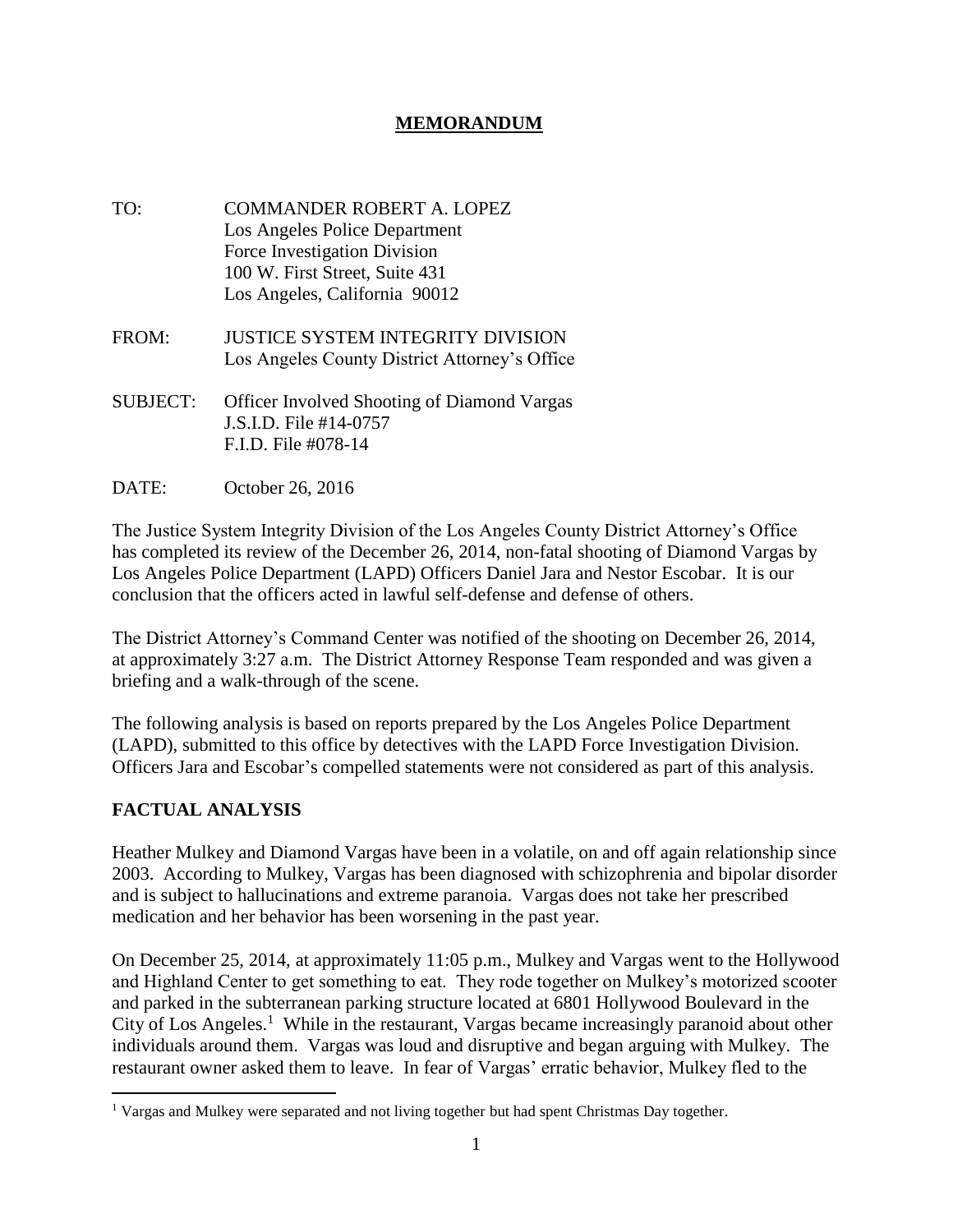# MEMORANDUM

TO: COMMANDER ROBERT A. LOPEZ
Los Angeles Police Department
Force Investigation Division
100 W. First Street, Suite 431
Los Angeles, California 90012

FROM: JUSTICE SYSTEM INTEGRITY DIVISION
Los Angeles County District Attorney's Office

SUBJECT: Officer Involved Shooting of Diamond Vargas
J.S.I.D. File #14-0757
F.I.D. File #078-14

DATE: October 26, 2016

The Justice System Integrity Division of the Los Angeles County District Attorney's Office has completed its review of the December 26, 2014, non-fatal shooting of Diamond Vargas by Los Angeles Police Department (LAPD) Officers Daniel Jara and Nestor Escobar. It is our conclusion that the officers acted in lawful self-defense and defense of others.

The District Attorney's Command Center was notified of the shooting on December 26, 2014, at approximately 3:27 a.m. The District Attorney Response Team responded and was given a briefing and a walk-through of the scene.

The following analysis is based on reports prepared by the Los Angeles Police Department (LAPD), submitted to this office by detectives with the LAPD Force Investigation Division. Officers Jara and Escobar's compelled statements were not considered as part of this analysis.

## FACTUAL ANALYSIS

Heather Mulkey and Diamond Vargas have been in a volatile, on and off again relationship since 2003. According to Mulkey, Vargas has been diagnosed with schizophrenia and bipolar disorder and is subject to hallucinations and extreme paranoia. Vargas does not take her prescribed medication and her behavior has been worsening in the past year.

On December 25, 2014, at approximately 11:05 p.m., Mulkey and Vargas went to the Hollywood and Highland Center to get something to eat. They rode together on Mulkey's motorized scooter and parked in the subterranean parking structure located at 6801 Hollywood Boulevard in the City of Los Angeles.[1] While in the restaurant, Vargas became increasingly paranoid about other individuals around them. Vargas was loud and disruptive and began arguing with Mulkey. The restaurant owner asked them to leave. In fear of Vargas' erratic behavior, Mulkey fled to the

[1] Vargas and Mulkey were separated and not living together but had spent Christmas Day together.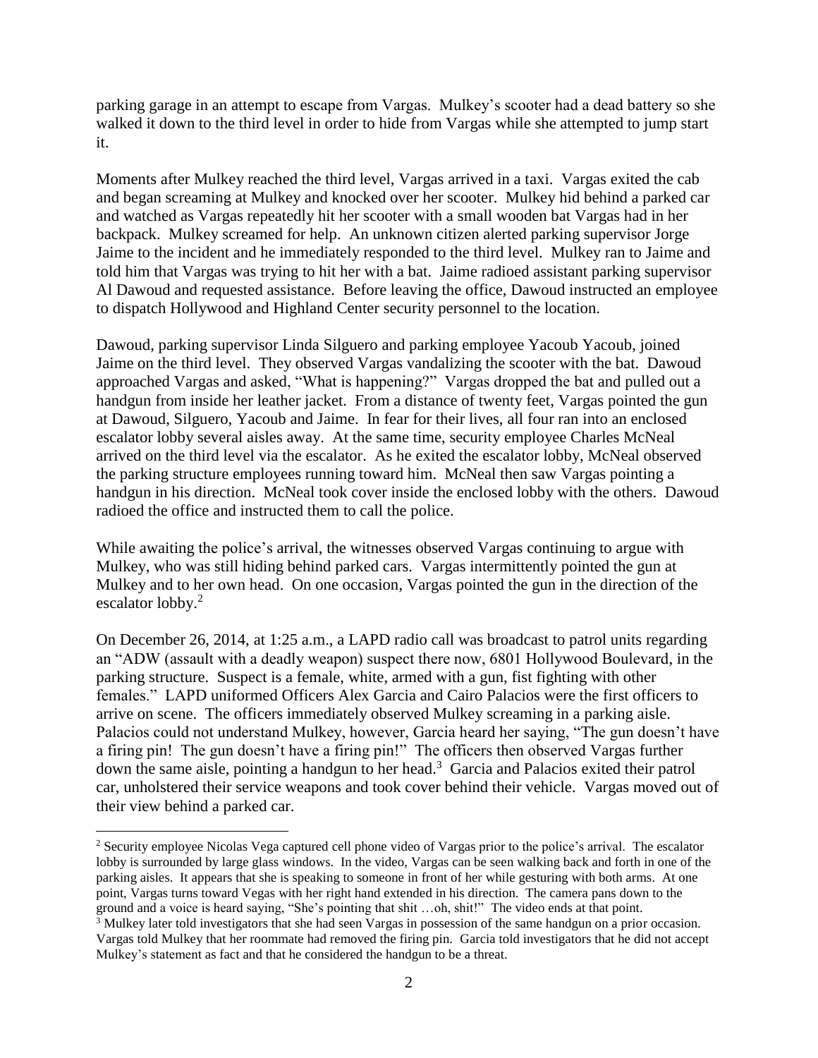parking garage in an attempt to escape from Vargas. Mulkey's scooter had a dead battery so she walked it down to the third level in order to hide from Vargas while she attempted to jump start it.

Moments after Mulkey reached the third level, Vargas arrived in a taxi. Vargas exited the cab and began screaming at Mulkey and knocked over her scooter. Mulkey hid behind a parked car and watched as Vargas repeatedly hit her scooter with a small wooden bat Vargas had in her backpack. Mulkey screamed for help. An unknown citizen alerted parking supervisor Jorge Jaime to the incident and he immediately responded to the third level. Mulkey ran to Jaime and told him that Vargas was trying to hit her with a bat. Jaime radioed assistant parking supervisor Al Dawoud and requested assistance. Before leaving the office, Dawoud instructed an employee to dispatch Hollywood and Highland Center security personnel to the location.

Dawoud, parking supervisor Linda Silguero and parking employee Yacoub Yacoub, joined Jaime on the third level. They observed Vargas vandalizing the scooter with the bat. Dawoud approached Vargas and asked, "What is happening?" Vargas dropped the bat and pulled out a handgun from inside her leather jacket. From a distance of twenty feet, Vargas pointed the gun at Dawoud, Silguero, Yacoub and Jaime. In fear for their lives, all four ran into an enclosed escalator lobby several aisles away. At the same time, security employee Charles McNeal arrived on the third level via the escalator. As he exited the escalator lobby, McNeal observed the parking structure employees running toward him. McNeal then saw Vargas pointing a handgun in his direction. McNeal took cover inside the enclosed lobby with the others. Dawoud radioed the office and instructed them to call the police.

While awaiting the police's arrival, the witnesses observed Vargas continuing to argue with Mulkey, who was still hiding behind parked cars. Vargas intermittently pointed the gun at Mulkey and to her own head. On one occasion, Vargas pointed the gun in the direction of the escalator lobby.[2]

On December 26, 2014, at 1:25 a.m., a LAPD radio call was broadcast to patrol units regarding an "ADW (assault with a deadly weapon) suspect there now, 6801 Hollywood Boulevard, in the parking structure. Suspect is a female, white, armed with a gun, fist fighting with other females." LAPD uniformed Officers Alex Garcia and Cairo Palacios were the first officers to arrive on scene. The officers immediately observed Mulkey screaming in a parking aisle. Palacios could not understand Mulkey, however, Garcia heard her saying, "The gun doesn't have a firing pin! The gun doesn't have a firing pin!" The officers then observed Vargas further down the same aisle, pointing a handgun to her head.[3] Garcia and Palacios exited their patrol car, unholstered their service weapons and took cover behind their vehicle. Vargas moved out of their view behind a parked car.

---

[2] Security employee Nicolas Vega captured cell phone video of Vargas prior to the police's arrival. The escalator lobby is surrounded by large glass windows. In the video, Vargas can be seen walking back and forth in one of the parking aisles. It appears that she is speaking to someone in front of her while gesturing with both arms. At one point, Vargas turns toward Vegas with her right hand extended in his direction. The camera pans down to the ground and a voice is heard saying, "She's pointing that shit …oh, shit!" The video ends at that point.

[3] Mulkey later told investigators that she had seen Vargas in possession of the same handgun on a prior occasion. Vargas told Mulkey that her roommate had removed the firing pin. Garcia told investigators that he did not accept Mulkey's statement as fact and that he considered the handgun to be a threat.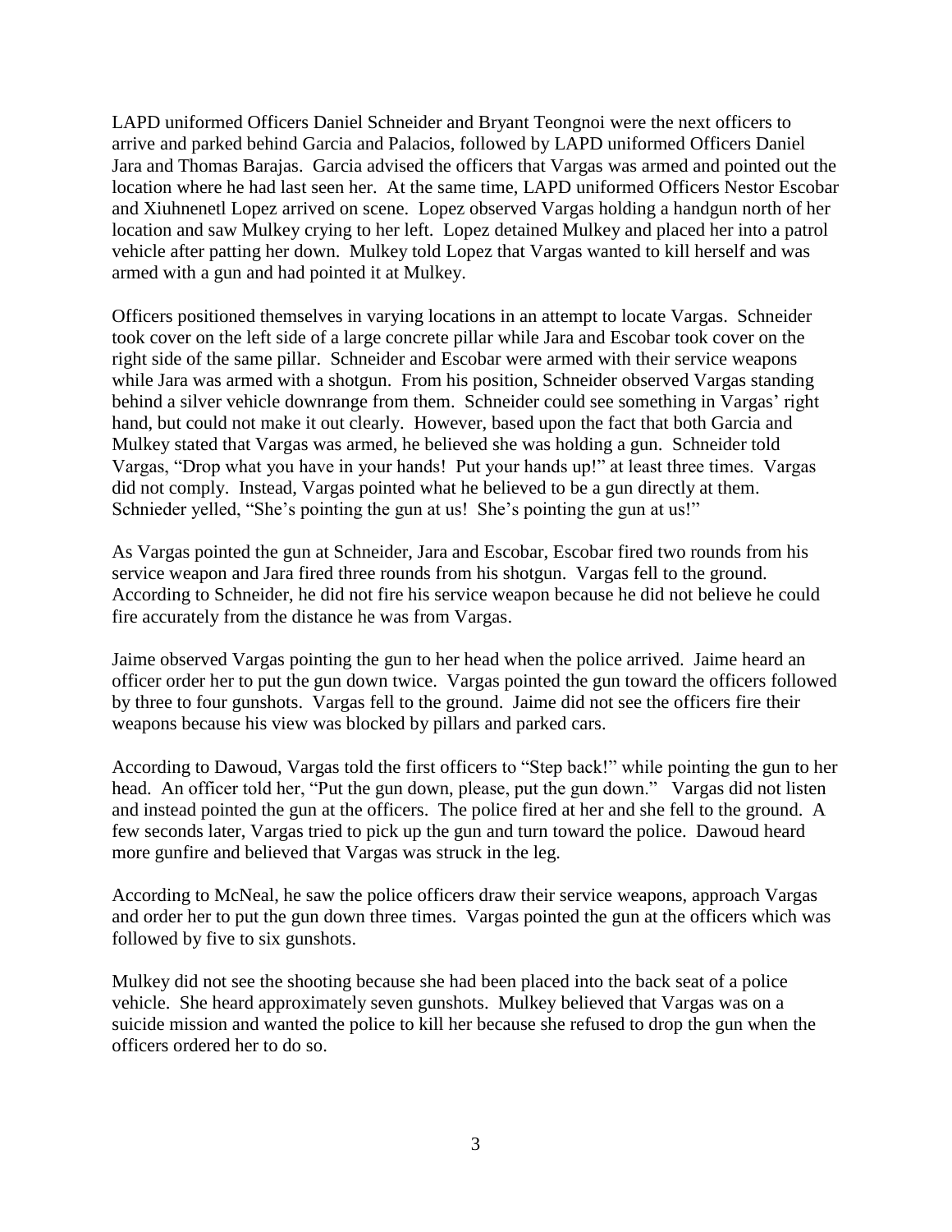LAPD uniformed Officers Daniel Schneider and Bryant Teongnoi were the next officers to arrive and parked behind Garcia and Palacios, followed by LAPD uniformed Officers Daniel Jara and Thomas Barajas. Garcia advised the officers that Vargas was armed and pointed out the location where he had last seen her. At the same time, LAPD uniformed Officers Nestor Escobar and Xiuhnenetl Lopez arrived on scene. Lopez observed Vargas holding a handgun north of her location and saw Mulkey crying to her left. Lopez detained Mulkey and placed her into a patrol vehicle after patting her down. Mulkey told Lopez that Vargas wanted to kill herself and was armed with a gun and had pointed it at Mulkey.

Officers positioned themselves in varying locations in an attempt to locate Vargas. Schneider took cover on the left side of a large concrete pillar while Jara and Escobar took cover on the right side of the same pillar. Schneider and Escobar were armed with their service weapons while Jara was armed with a shotgun. From his position, Schneider observed Vargas standing behind a silver vehicle downrange from them. Schneider could see something in Vargas' right hand, but could not make it out clearly. However, based upon the fact that both Garcia and Mulkey stated that Vargas was armed, he believed she was holding a gun. Schneider told Vargas, "Drop what you have in your hands! Put your hands up!" at least three times. Vargas did not comply. Instead, Vargas pointed what he believed to be a gun directly at them. Schnieder yelled, "She's pointing the gun at us! She's pointing the gun at us!"

As Vargas pointed the gun at Schneider, Jara and Escobar, Escobar fired two rounds from his service weapon and Jara fired three rounds from his shotgun. Vargas fell to the ground. According to Schneider, he did not fire his service weapon because he did not believe he could fire accurately from the distance he was from Vargas.

Jaime observed Vargas pointing the gun to her head when the police arrived. Jaime heard an officer order her to put the gun down twice. Vargas pointed the gun toward the officers followed by three to four gunshots. Vargas fell to the ground. Jaime did not see the officers fire their weapons because his view was blocked by pillars and parked cars.

According to Dawoud, Vargas told the first officers to "Step back!" while pointing the gun to her head. An officer told her, "Put the gun down, please, put the gun down." Vargas did not listen and instead pointed the gun at the officers. The police fired at her and she fell to the ground. A few seconds later, Vargas tried to pick up the gun and turn toward the police. Dawoud heard more gunfire and believed that Vargas was struck in the leg.

According to McNeal, he saw the police officers draw their service weapons, approach Vargas and order her to put the gun down three times. Vargas pointed the gun at the officers which was followed by five to six gunshots.

Mulkey did not see the shooting because she had been placed into the back seat of a police vehicle. She heard approximately seven gunshots. Mulkey believed that Vargas was on a suicide mission and wanted the police to kill her because she refused to drop the gun when the officers ordered her to do so.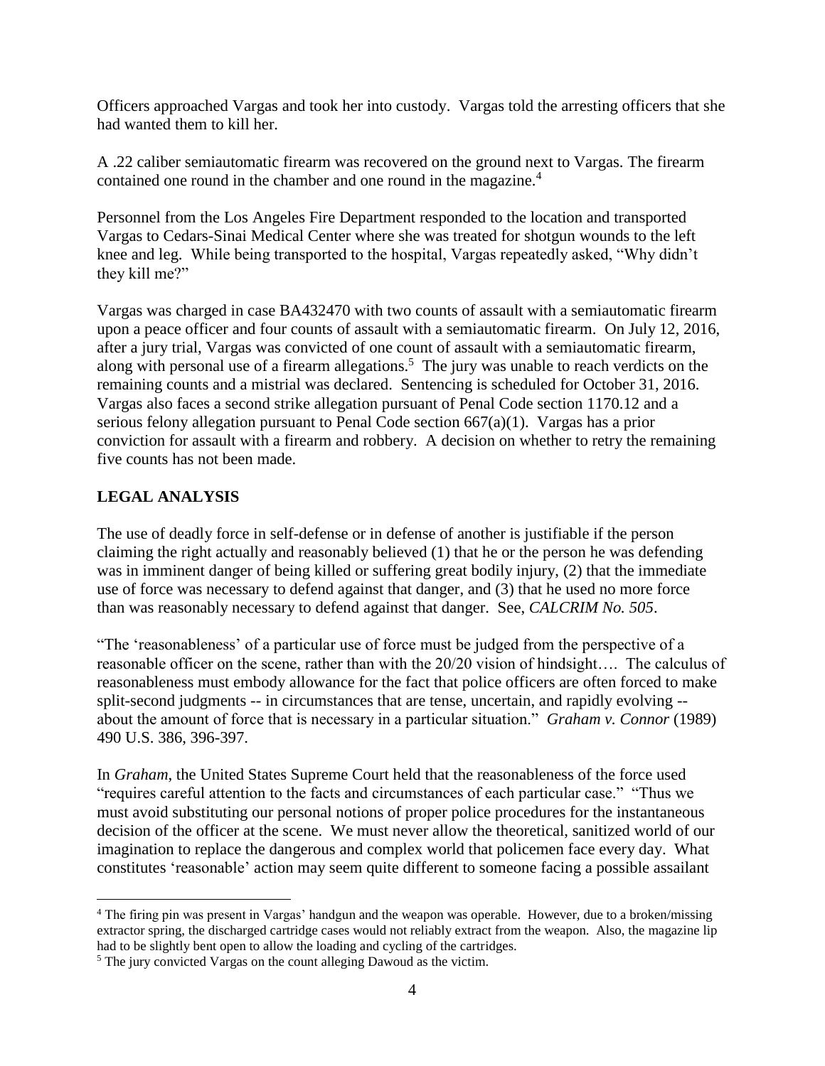Officers approached Vargas and took her into custody. Vargas told the arresting officers that she had wanted them to kill her.

A .22 caliber semiautomatic firearm was recovered on the ground next to Vargas. The firearm contained one round in the chamber and one round in the magazine.[4]

Personnel from the Los Angeles Fire Department responded to the location and transported Vargas to Cedars-Sinai Medical Center where she was treated for shotgun wounds to the left knee and leg. While being transported to the hospital, Vargas repeatedly asked, "Why didn't they kill me?"

Vargas was charged in case BA432470 with two counts of assault with a semiautomatic firearm upon a peace officer and four counts of assault with a semiautomatic firearm. On July 12, 2016, after a jury trial, Vargas was convicted of one count of assault with a semiautomatic firearm, along with personal use of a firearm allegations.[5] The jury was unable to reach verdicts on the remaining counts and a mistrial was declared. Sentencing is scheduled for October 31, 2016. Vargas also faces a second strike allegation pursuant of Penal Code section 1170.12 and a serious felony allegation pursuant to Penal Code section 667(a)(1). Vargas has a prior conviction for assault with a firearm and robbery. A decision on whether to retry the remaining five counts has not been made.

## LEGAL ANALYSIS

The use of deadly force in self-defense or in defense of another is justifiable if the person claiming the right actually and reasonably believed (1) that he or the person he was defending was in imminent danger of being killed or suffering great bodily injury, (2) that the immediate use of force was necessary to defend against that danger, and (3) that he used no more force than was reasonably necessary to defend against that danger. See, *CALCRIM No. 505*.

"The 'reasonableness' of a particular use of force must be judged from the perspective of a reasonable officer on the scene, rather than with the 20/20 vision of hindsight…. The calculus of reasonableness must embody allowance for the fact that police officers are often forced to make split-second judgments -- in circumstances that are tense, uncertain, and rapidly evolving -- about the amount of force that is necessary in a particular situation." *Graham v. Connor* (1989) 490 U.S. 386, 396-397.

In *Graham*, the United States Supreme Court held that the reasonableness of the force used "requires careful attention to the facts and circumstances of each particular case." "Thus we must avoid substituting our personal notions of proper police procedures for the instantaneous decision of the officer at the scene. We must never allow the theoretical, sanitized world of our imagination to replace the dangerous and complex world that policemen face every day. What constitutes 'reasonable' action may seem quite different to someone facing a possible assailant

---

[4] The firing pin was present in Vargas' handgun and the weapon was operable. However, due to a broken/missing extractor spring, the discharged cartridge cases would not reliably extract from the weapon. Also, the magazine lip had to be slightly bent open to allow the loading and cycling of the cartridges.

[5] The jury convicted Vargas on the count alleging Dawoud as the victim.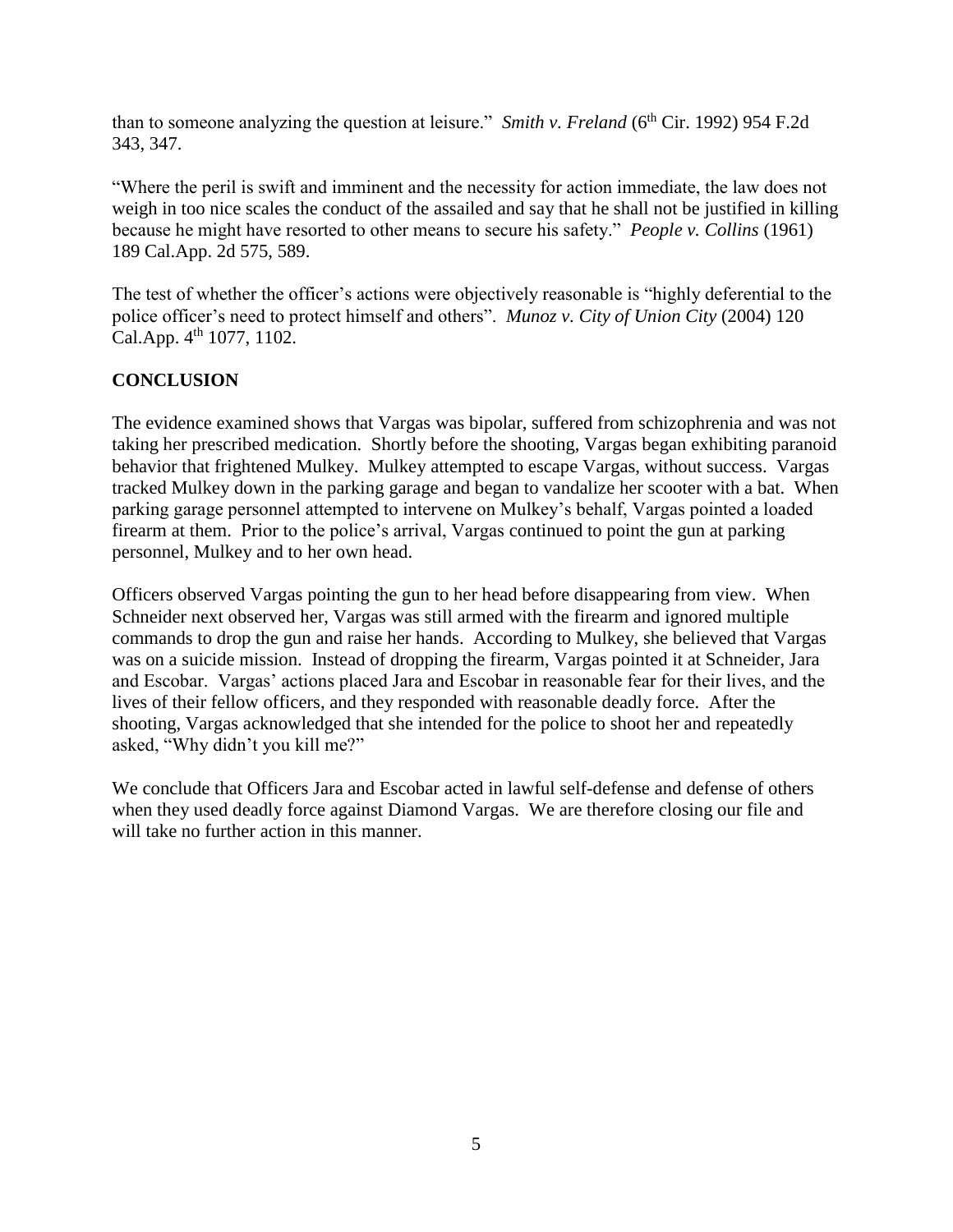than to someone analyzing the question at leisure." *Smith v. Freland* (6th Cir. 1992) 954 F.2d 343, 347.

"Where the peril is swift and imminent and the necessity for action immediate, the law does not weigh in too nice scales the conduct of the assailed and say that he shall not be justified in killing because he might have resorted to other means to secure his safety." *People v. Collins* (1961) 189 Cal.App. 2d 575, 589.

The test of whether the officer's actions were objectively reasonable is "highly deferential to the police officer's need to protect himself and others". *Munoz v. City of Union City* (2004) 120 Cal.App. 4th 1077, 1102.

## CONCLUSION

The evidence examined shows that Vargas was bipolar, suffered from schizophrenia and was not taking her prescribed medication. Shortly before the shooting, Vargas began exhibiting paranoid behavior that frightened Mulkey. Mulkey attempted to escape Vargas, without success. Vargas tracked Mulkey down in the parking garage and began to vandalize her scooter with a bat. When parking garage personnel attempted to intervene on Mulkey's behalf, Vargas pointed a loaded firearm at them. Prior to the police's arrival, Vargas continued to point the gun at parking personnel, Mulkey and to her own head.

Officers observed Vargas pointing the gun to her head before disappearing from view. When Schneider next observed her, Vargas was still armed with the firearm and ignored multiple commands to drop the gun and raise her hands. According to Mulkey, she believed that Vargas was on a suicide mission. Instead of dropping the firearm, Vargas pointed it at Schneider, Jara and Escobar. Vargas' actions placed Jara and Escobar in reasonable fear for their lives, and the lives of their fellow officers, and they responded with reasonable deadly force. After the shooting, Vargas acknowledged that she intended for the police to shoot her and repeatedly asked, "Why didn't you kill me?"

We conclude that Officers Jara and Escobar acted in lawful self-defense and defense of others when they used deadly force against Diamond Vargas. We are therefore closing our file and will take no further action in this manner.